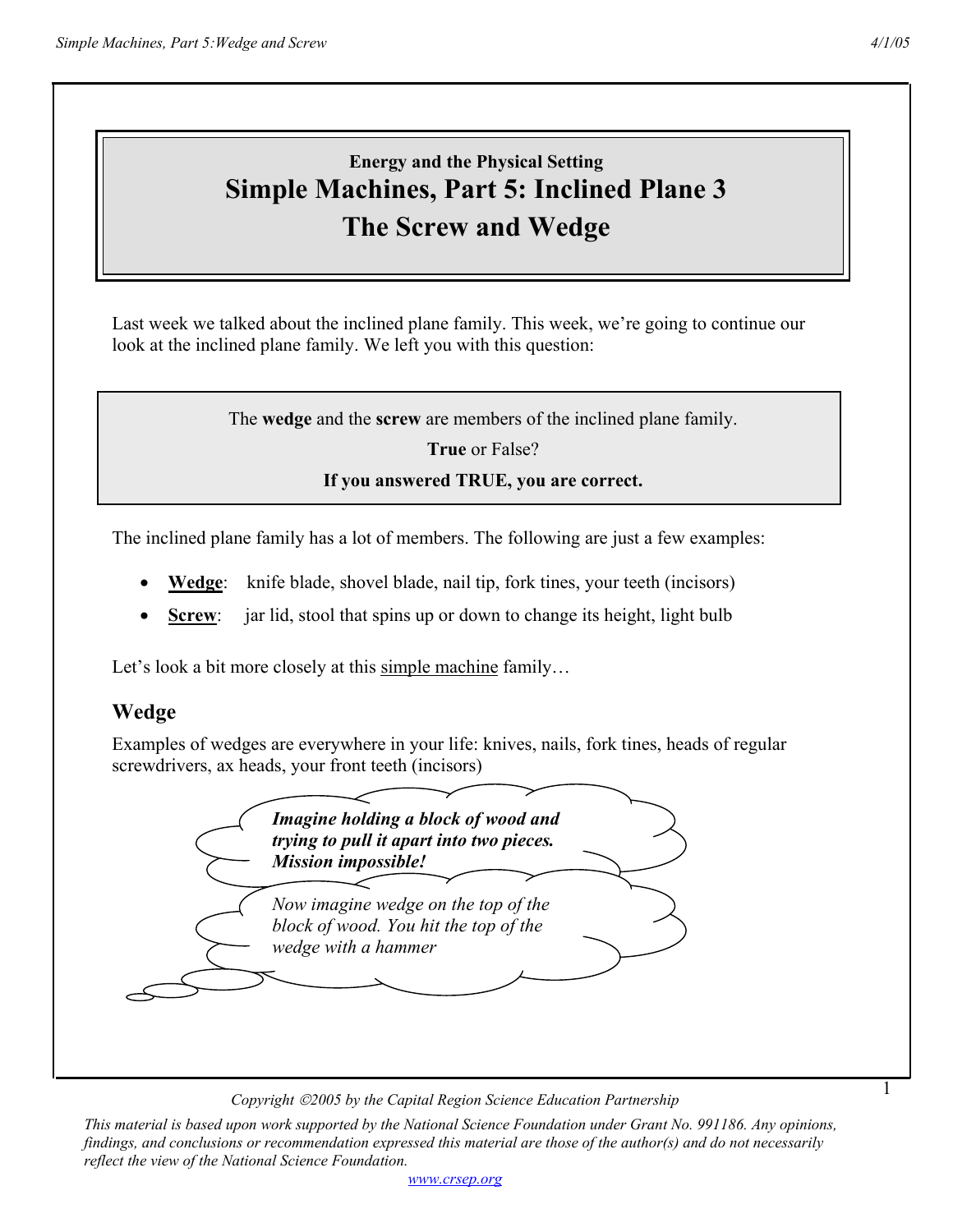**Energy and the Physical Setting**

# Simple Machines, Part 5: Inclined Plane 3
# The Screw and Wedge

Last week we talked about the inclined plane family. This week, we're going to continue our look at the inclined plane family. We left you with this question:

> The **wedge** and the **screw** are members of the inclined plane family.
>
> **True** or False?
>
> **If you answered TRUE, you are correct.**

The inclined plane family has a lot of members. The following are just a few examples:

- **Wedge**: knife blade, shovel blade, nail tip, fork tines, your teeth (incisors)
- **Screw**: jar lid, stool that spins up or down to change its height, light bulb

Let's look a bit more closely at this simple machine family…

## Wedge

Examples of wedges are everywhere in your life: knives, nails, fork tines, heads of regular screwdrivers, ax heads, your front teeth (incisors)

***Imagine holding a block of wood and trying to pull it apart into two pieces. Mission impossible!***

*Now imagine wedge on the top of the block of wood. You hit the top of the wedge with a hammer*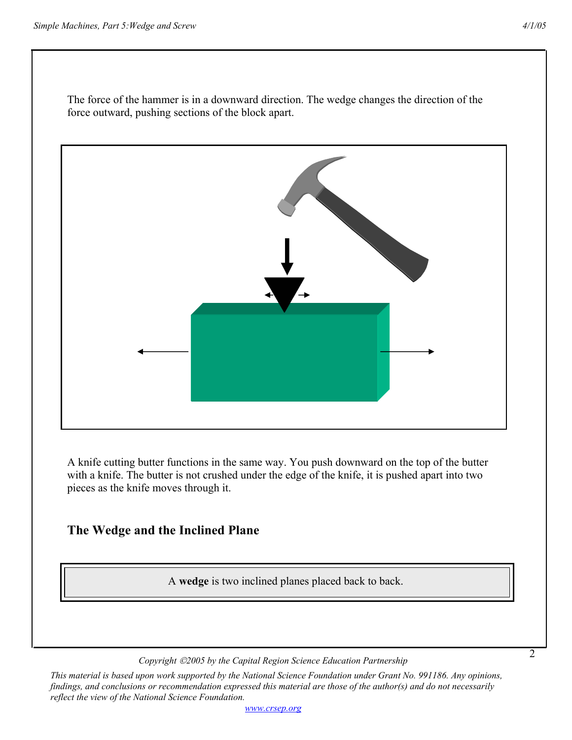The force of the hammer is in a downward direction. The wedge changes the direction of the force outward, pushing sections of the block apart.

A knife cutting butter functions in the same way. You push downward on the top of the butter with a knife. The butter is not crushed under the edge of the knife, it is pushed apart into two pieces as the knife moves through it.

## The Wedge and the Inclined Plane

A **wedge** is two inclined planes placed back to back.

*Copyright ©2005 by the Capital Region Science Education Partnership*

*This material is based upon work supported by the National Science Foundation under Grant No. 991186. Any opinions, findings, and conclusions or recommendation expressed this material are those of the author(s) and do not necessarily reflect the view of the National Science Foundation.*

www.crsep.org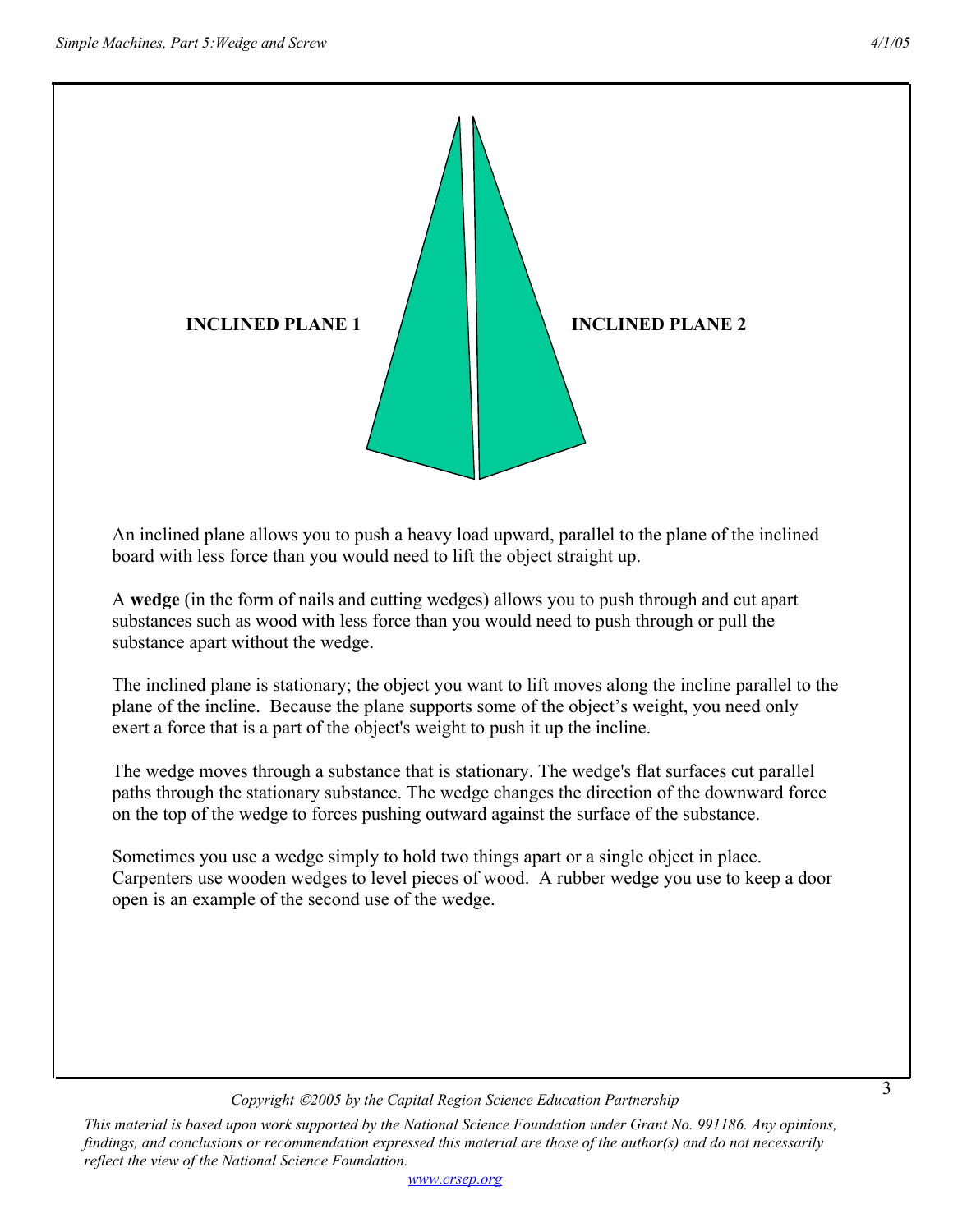INCLINED PLANE 1 INCLINED PLANE 2

An inclined plane allows you to push a heavy load upward, parallel to the plane of the inclined board with less force than you would need to lift the object straight up.

A **wedge** (in the form of nails and cutting wedges) allows you to push through and cut apart substances such as wood with less force than you would need to push through or pull the substance apart without the wedge.

The inclined plane is stationary; the object you want to lift moves along the incline parallel to the plane of the incline. Because the plane supports some of the object's weight, you need only exert a force that is a part of the object's weight to push it up the incline.

The wedge moves through a substance that is stationary. The wedge's flat surfaces cut parallel paths through the stationary substance. The wedge changes the direction of the downward force on the top of the wedge to forces pushing outward against the surface of the substance.

Sometimes you use a wedge simply to hold two things apart or a single object in place. Carpenters use wooden wedges to level pieces of wood. A rubber wedge you use to keep a door open is an example of the second use of the wedge.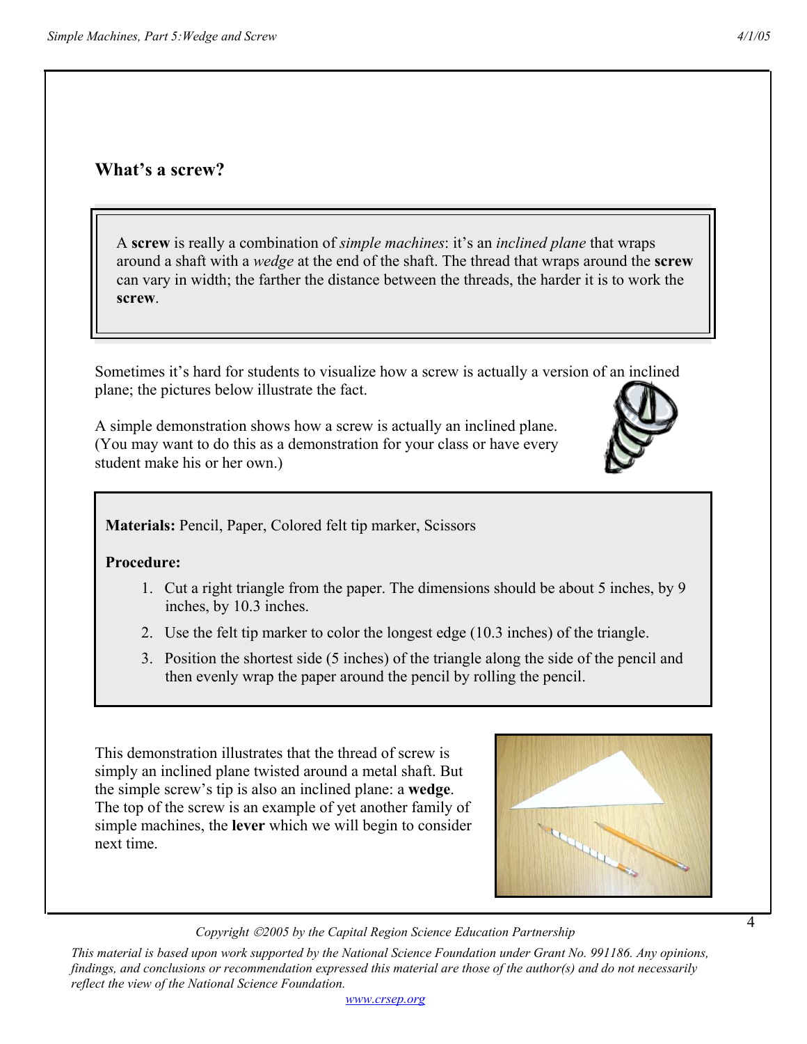## What's a screw?

> A **screw** is really a combination of *simple machines*: it's an *inclined plane* that wraps around a shaft with a *wedge* at the end of the shaft. The thread that wraps around the **screw** can vary in width; the farther the distance between the threads, the harder it is to work the **screw**.

Sometimes it's hard for students to visualize how a screw is actually a version of an inclined plane; the pictures below illustrate the fact.

A simple demonstration shows how a screw is actually an inclined plane. (You may want to do this as a demonstration for your class or have every student make his or her own.)

**Materials:** Pencil, Paper, Colored felt tip marker, Scissors

**Procedure:**

1. Cut a right triangle from the paper. The dimensions should be about 5 inches, by 9 inches, by 10.3 inches.
2. Use the felt tip marker to color the longest edge (10.3 inches) of the triangle.
3. Position the shortest side (5 inches) of the triangle along the side of the pencil and then evenly wrap the paper around the pencil by rolling the pencil.

This demonstration illustrates that the thread of screw is simply an inclined plane twisted around a metal shaft. But the simple screw's tip is also an inclined plane: a **wedge**. The top of the screw is an example of yet another family of simple machines, the **lever** which we will begin to consider next time.

*Copyright ©2005 by the Capital Region Science Education Partnership*

*This material is based upon work supported by the National Science Foundation under Grant No. 991186. Any opinions, findings, and conclusions or recommendation expressed this material are those of the author(s) and do not necessarily reflect the view of the National Science Foundation.*

www.crsep.org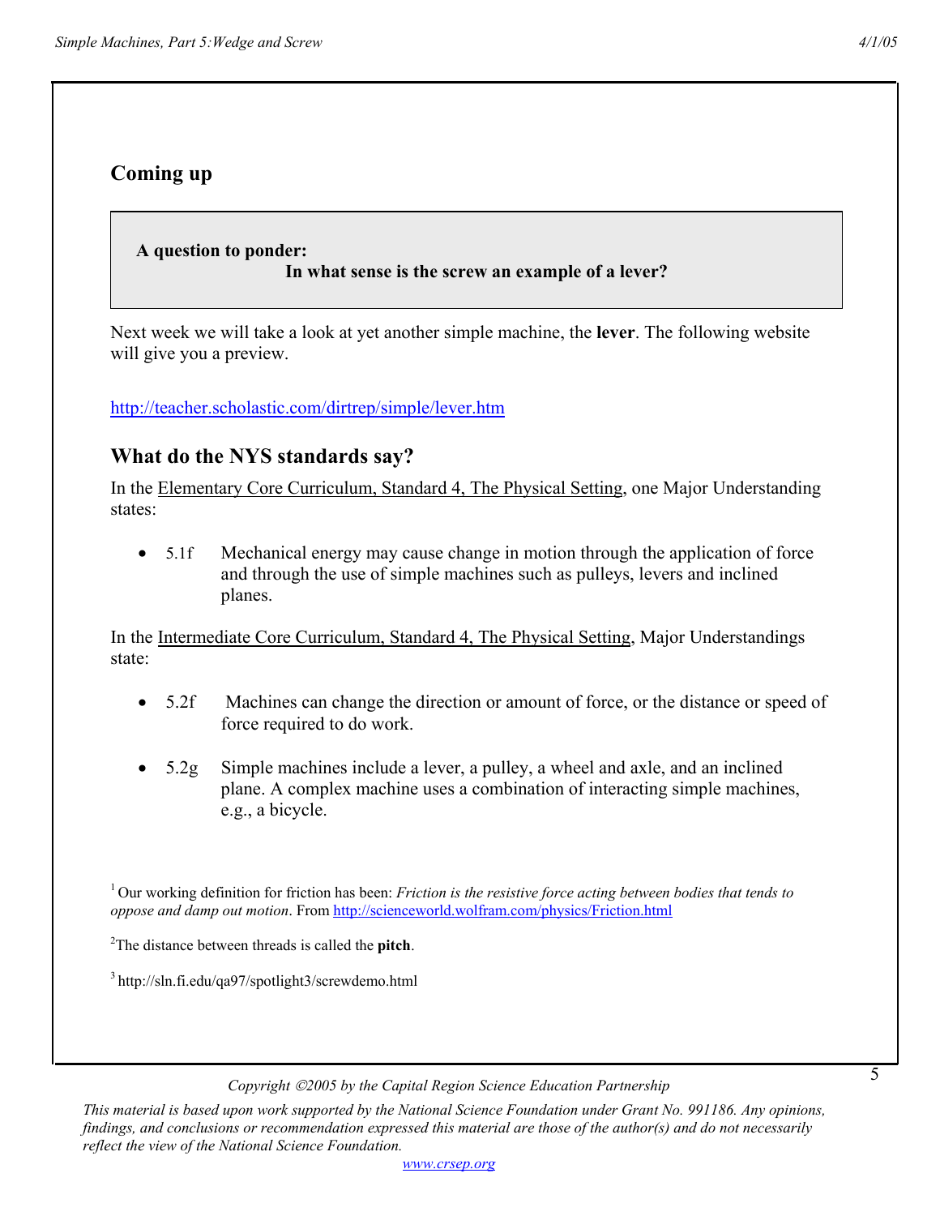## Coming up

> **A question to ponder:**
> **In what sense is the screw an example of a lever?**

Next week we will take a look at yet another simple machine, the **lever**. The following website will give you a preview.

http://teacher.scholastic.com/dirtrep/simple/lever.htm

## What do the NYS standards say?

In the Elementary Core Curriculum, Standard 4, The Physical Setting, one Major Understanding states:

- 5.1f Mechanical energy may cause change in motion through the application of force and through the use of simple machines such as pulleys, levers and inclined planes.

In the Intermediate Core Curriculum, Standard 4, The Physical Setting, Major Understandings state:

- 5.2f Machines can change the direction or amount of force, or the distance or speed of force required to do work.
- 5.2g Simple machines include a lever, a pulley, a wheel and axle, and an inclined plane. A complex machine uses a combination of interacting simple machines, e.g., a bicycle.

[1] Our working definition for friction has been: *Friction is the resistive force acting between bodies that tends to oppose and damp out motion*. From http://scienceworld.wolfram.com/physics/Friction.html

[2] The distance between threads is called the **pitch**.

[3] http://sln.fi.edu/qa97/spotlight3/screwdemo.html

*Copyright ©2005 by the Capital Region Science Education Partnership*

*This material is based upon work supported by the National Science Foundation under Grant No. 991186. Any opinions, findings, and conclusions or recommendation expressed this material are those of the author(s) and do not necessarily reflect the view of the National Science Foundation.*

www.crsep.org